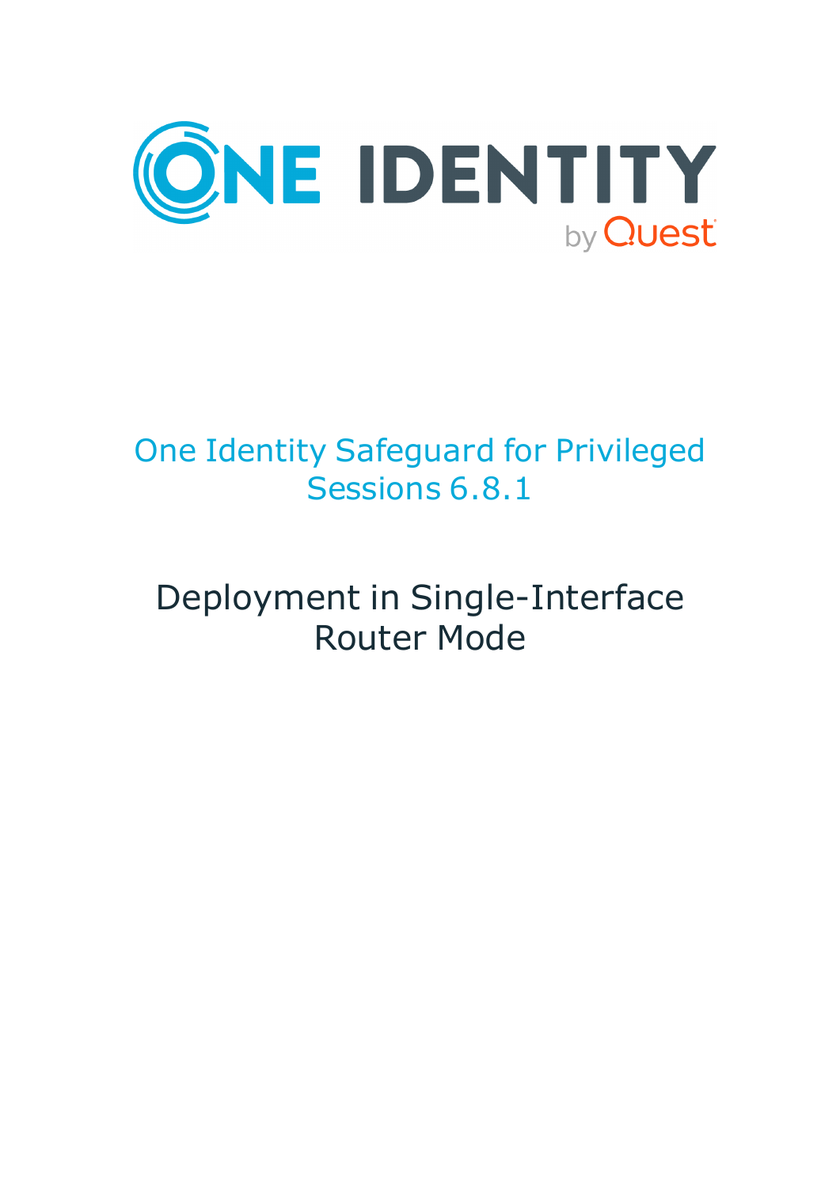# One Identity Safeguard for Privileged Sessions 6.8.1

## Deployment in Single-Interface Router Mode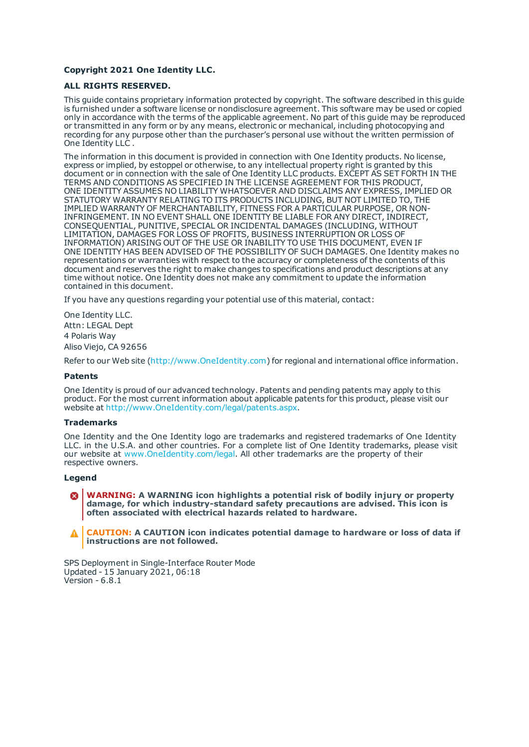**Copyright 2021 One Identity LLC.**

**ALL RIGHTS RESERVED.**

This guide contains proprietary information protected by copyright. The software described in this guide is furnished under a software license or nondisclosure agreement. This software may be used or copied only in accordance with the terms of the applicable agreement. No part of this guide may be reproduced or transmitted in any form or by any means, electronic or mechanical, including photocopying and recording for any purpose other than the purchaser's personal use without the written permission of One Identity LLC .

The information in this document is provided in connection with One Identity products. No license, express or implied, by estoppel or otherwise, to any intellectual property right is granted by this document or in connection with the sale of One Identity LLC products. EXCEPT AS SET FORTH IN THE TERMS AND CONDITIONS AS SPECIFIED IN THE LICENSE AGREEMENT FOR THIS PRODUCT, ONE IDENTITY ASSUMES NO LIABILITY WHATSOEVER AND DISCLAIMS ANY EXPRESS, IMPLIED OR STATUTORY WARRANTY RELATING TO ITS PRODUCTS INCLUDING, BUT NOT LIMITED TO, THE IMPLIED WARRANTY OF MERCHANTABILITY, FITNESS FOR A PARTICULAR PURPOSE, OR NON-INFRINGEMENT. IN NO EVENT SHALL ONE IDENTITY BE LIABLE FOR ANY DIRECT, INDIRECT, CONSEQUENTIAL, PUNITIVE, SPECIAL OR INCIDENTAL DAMAGES (INCLUDING, WITHOUT LIMITATION, DAMAGES FOR LOSS OF PROFITS, BUSINESS INTERRUPTION OR LOSS OF INFORMATION) ARISING OUT OF THE USE OR INABILITY TO USE THIS DOCUMENT, EVEN IF ONE IDENTITY HAS BEEN ADVISED OF THE POSSIBILITY OF SUCH DAMAGES. One Identity makes no representations or warranties with respect to the accuracy or completeness of the contents of this document and reserves the right to make changes to specifications and product descriptions at any time without notice. One Identity does not make any commitment to update the information contained in this document.

If you have any questions regarding your potential use of this material, contact:

One Identity LLC.
Attn: LEGAL Dept
4 Polaris Way
Aliso Viejo, CA 92656

Refer to our Web site (http://www.OneIdentity.com) for regional and international office information.

### Patents

One Identity is proud of our advanced technology. Patents and pending patents may apply to this product. For the most current information about applicable patents for this product, please visit our website at http://www.OneIdentity.com/legal/patents.aspx.

### Trademarks

One Identity and the One Identity logo are trademarks and registered trademarks of One Identity LLC. in the U.S.A. and other countries. For a complete list of One Identity trademarks, please visit our website at www.OneIdentity.com/legal. All other trademarks are the property of their respective owners.

### Legend

**WARNING: A WARNING icon highlights a potential risk of bodily injury or property damage, for which industry-standard safety precautions are advised. This icon is often associated with electrical hazards related to hardware.**

**CAUTION: A CAUTION icon indicates potential damage to hardware or loss of data if instructions are not followed.**

SPS Deployment in Single-Interface Router Mode
Updated - 15 January 2021, 06:18
Version - 6.8.1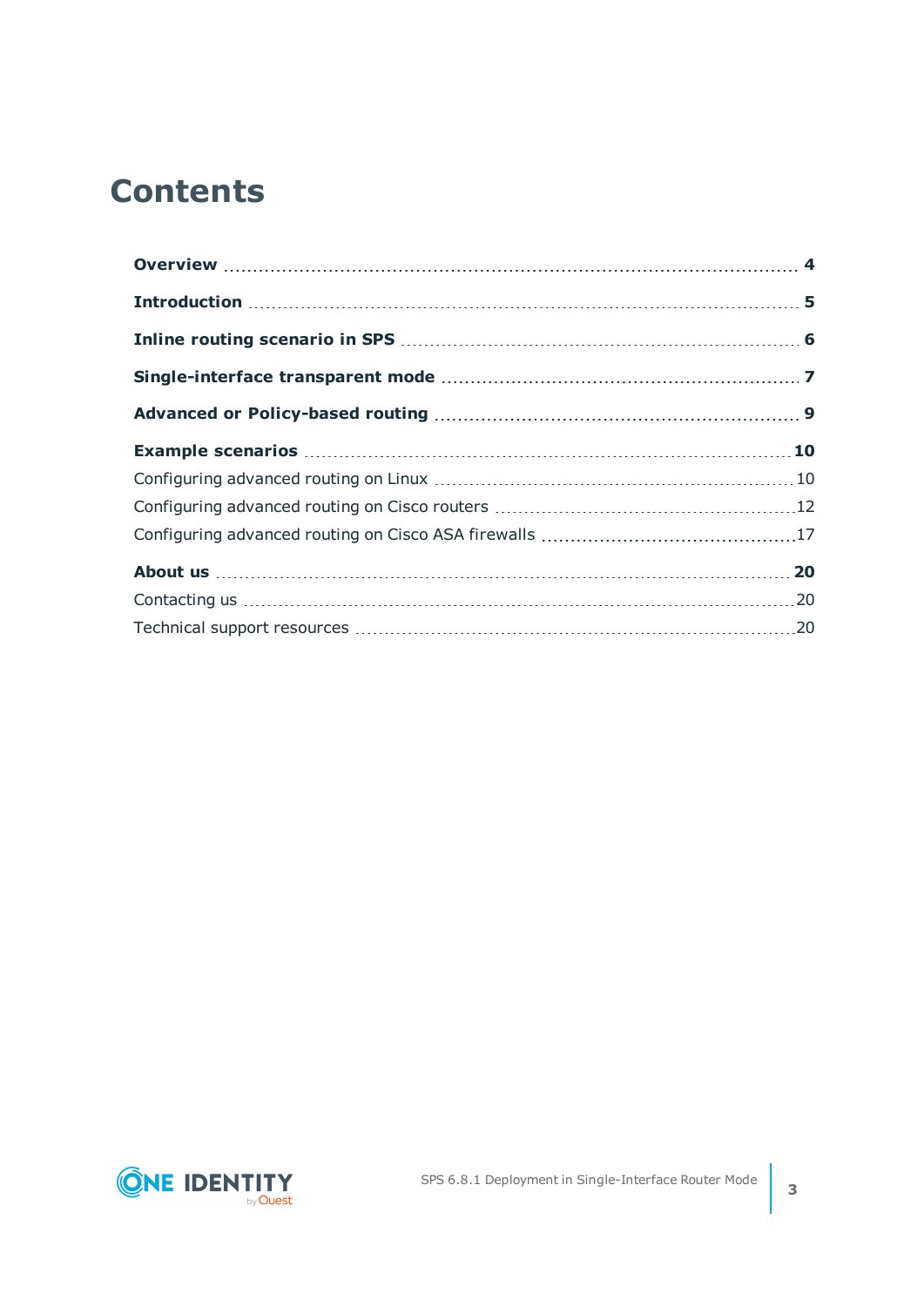# Contents

**Overview** 4

**Introduction** 5

**Inline routing scenario in SPS** 6

**Single-interface transparent mode** 7

**Advanced or Policy-based routing** 9

**Example scenarios** 10

- Configuring advanced routing on Linux 10
- Configuring advanced routing on Cisco routers 12
- Configuring advanced routing on Cisco ASA firewalls 17

**About us** 20

- Contacting us 20
- Technical support resources 20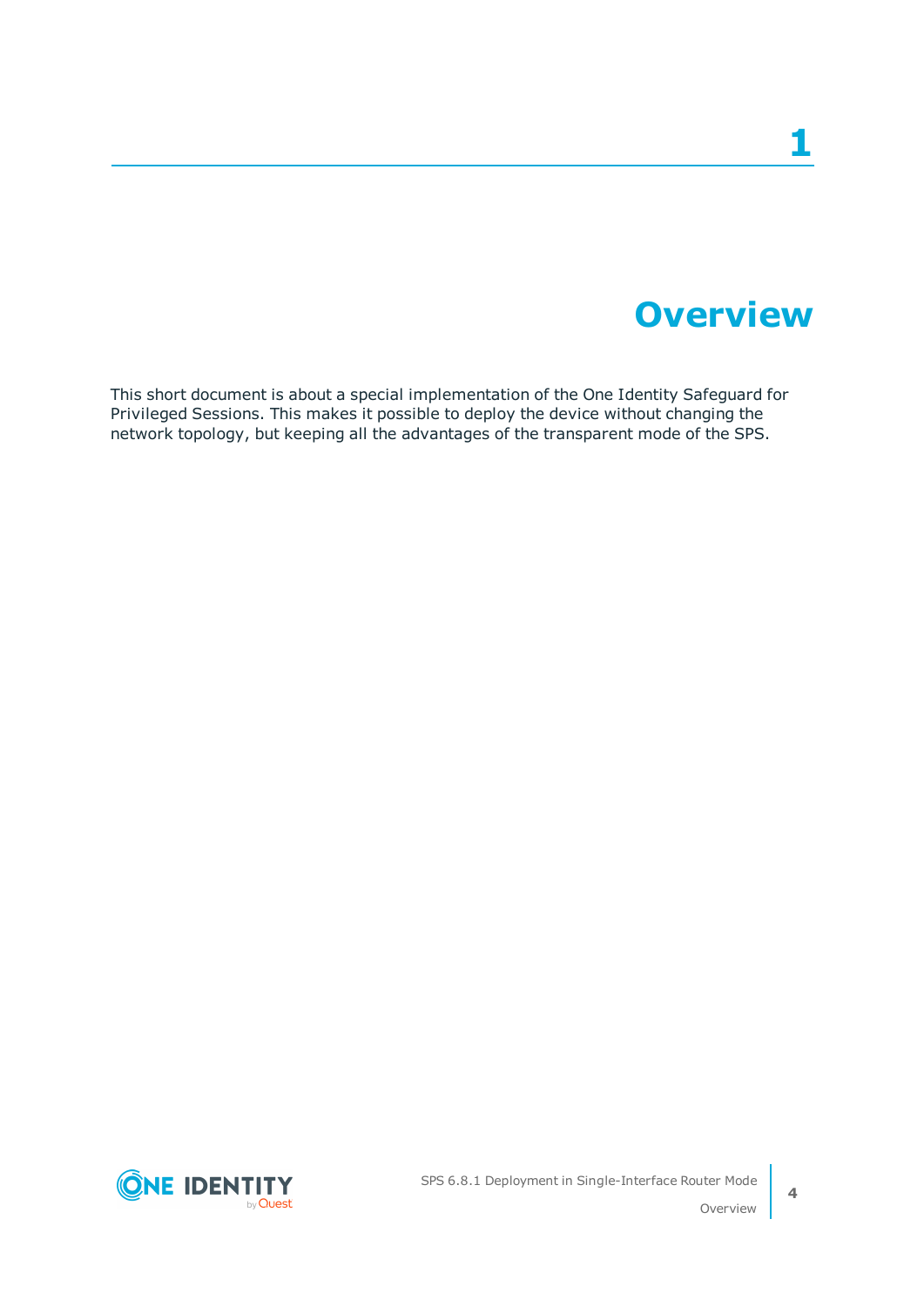# 1 Overview

This short document is about a special implementation of the One Identity Safeguard for Privileged Sessions. This makes it possible to deploy the device without changing the network topology, but keeping all the advantages of the transparent mode of the SPS.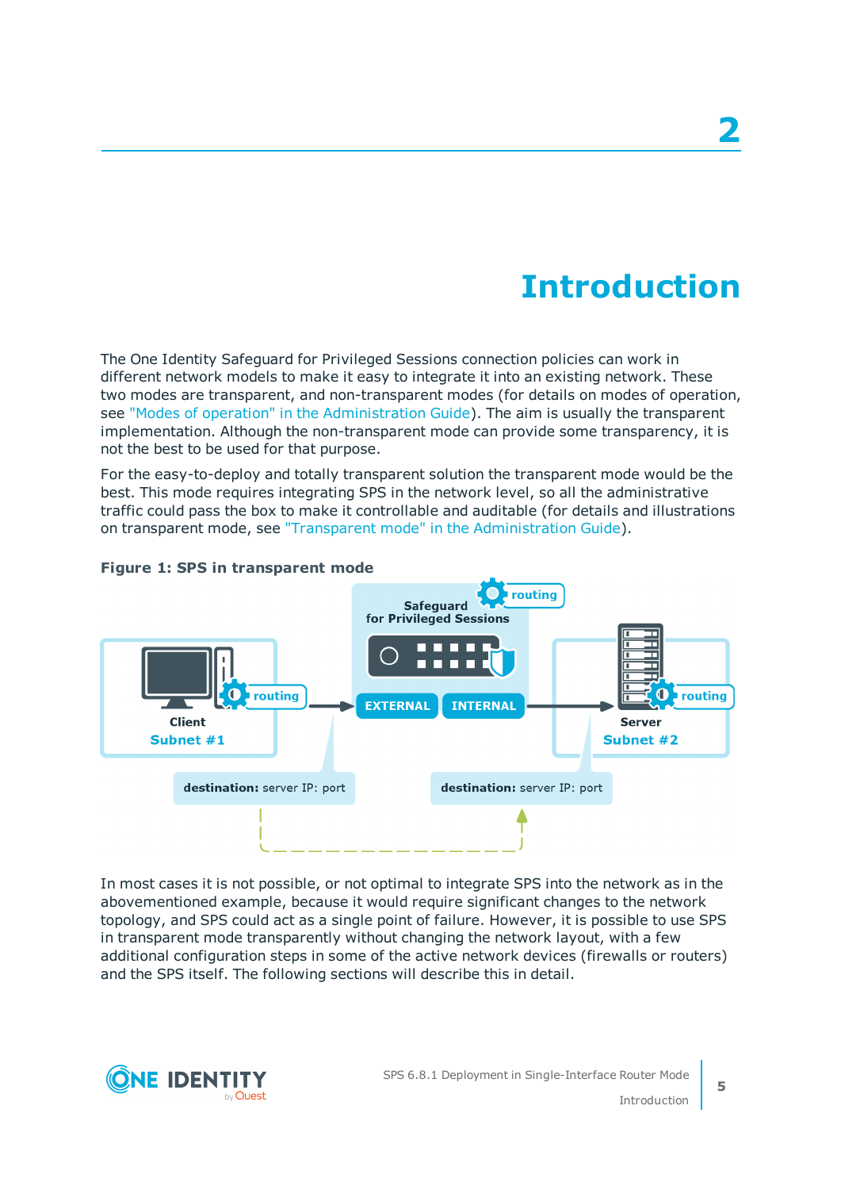# 2 Introduction

The One Identity Safeguard for Privileged Sessions connection policies can work in different network models to make it easy to integrate it into an existing network. These two modes are transparent, and non-transparent modes (for details on modes of operation, see "Modes of operation" in the Administration Guide). The aim is usually the transparent implementation. Although the non-transparent mode can provide some transparency, it is not the best to be used for that purpose.

For the easy-to-deploy and totally transparent solution the transparent mode would be the best. This mode requires integrating SPS in the network level, so all the administrative traffic could pass the box to make it controllable and auditable (for details and illustrations on transparent mode, see "Transparent mode" in the Administration Guide).

**Figure 1: SPS in transparent mode**

In most cases it is not possible, or not optimal to integrate SPS into the network as in the abovementioned example, because it would require significant changes to the network topology, and SPS could act as a single point of failure. However, it is possible to use SPS in transparent mode transparently without changing the network layout, with a few additional configuration steps in some of the active network devices (firewalls or routers) and the SPS itself. The following sections will describe this in detail.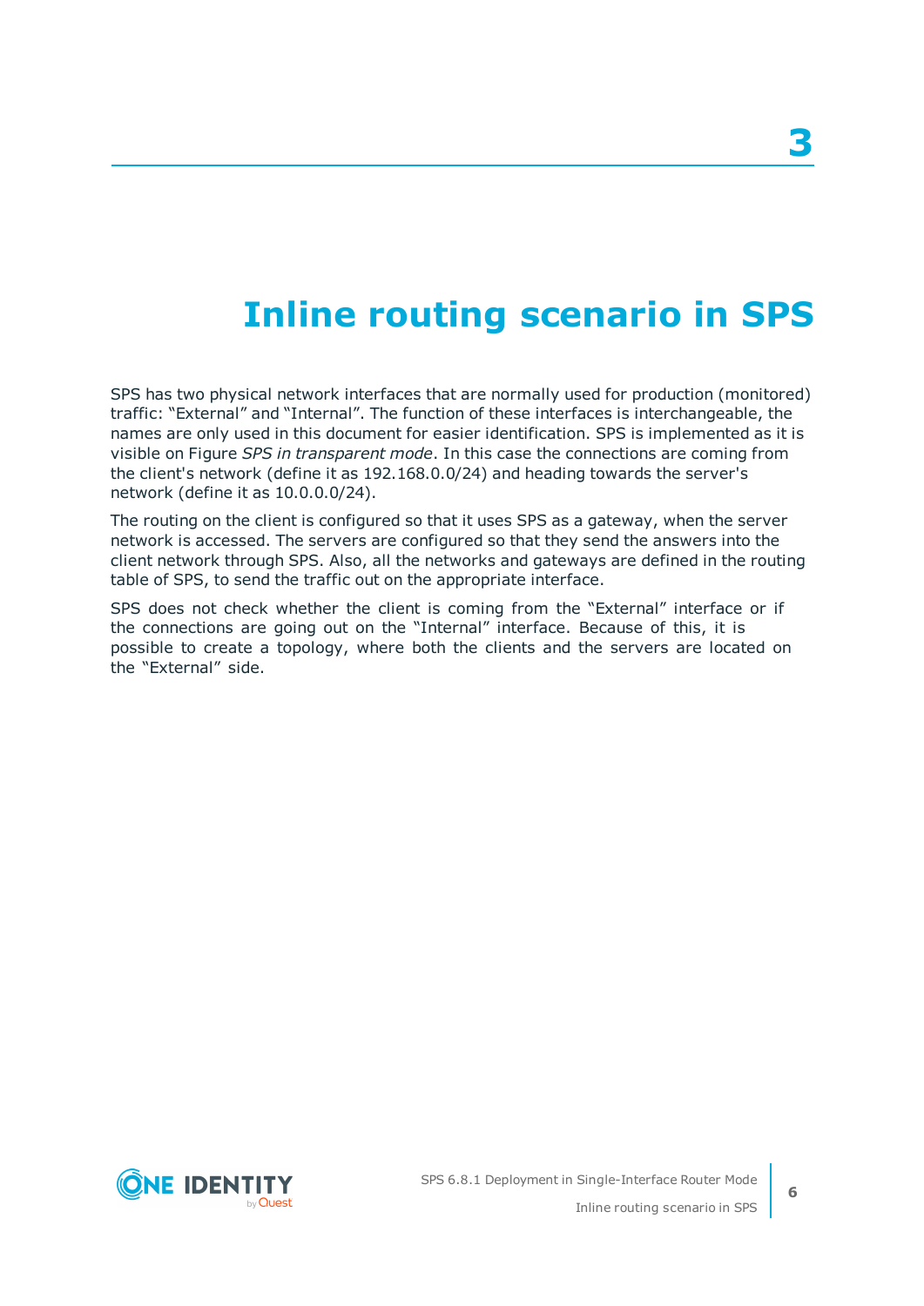# Inline routing scenario in SPS

SPS has two physical network interfaces that are normally used for production (monitored) traffic: “External” and “Internal”. The function of these interfaces is interchangeable, the names are only used in this document for easier identification. SPS is implemented as it is visible on Figure *SPS in transparent mode*. In this case the connections are coming from the client's network (define it as 192.168.0.0/24) and heading towards the server's network (define it as 10.0.0.0/24).

The routing on the client is configured so that it uses SPS as a gateway, when the server network is accessed. The servers are configured so that they send the answers into the client network through SPS. Also, all the networks and gateways are defined in the routing table of SPS, to send the traffic out on the appropriate interface.

SPS does not check whether the client is coming from the “External” interface or if the connections are going out on the “Internal” interface. Because of this, it is possible to create a topology, where both the clients and the servers are located on the “External” side.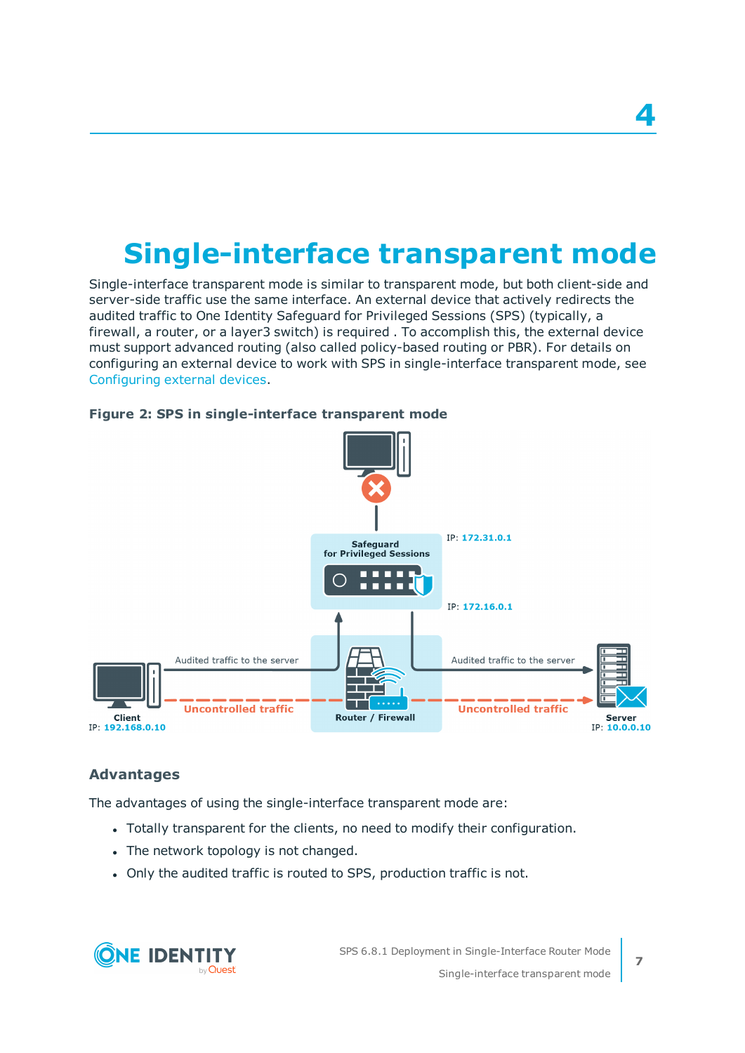# 4

# Single-interface transparent mode

Single-interface transparent mode is similar to transparent mode, but both client-side and server-side traffic use the same interface. An external device that actively redirects the audited traffic to One Identity Safeguard for Privileged Sessions (SPS) (typically, a firewall, a router, or a layer3 switch) is required . To accomplish this, the external device must support advanced routing (also called policy-based routing or PBR). For details on configuring an external device to work with SPS in single-interface transparent mode, see Configuring external devices.

**Figure 2: SPS in single-interface transparent mode**

## Advantages

The advantages of using the single-interface transparent mode are:

- Totally transparent for the clients, no need to modify their configuration.
- The network topology is not changed.
- Only the audited traffic is routed to SPS, production traffic is not.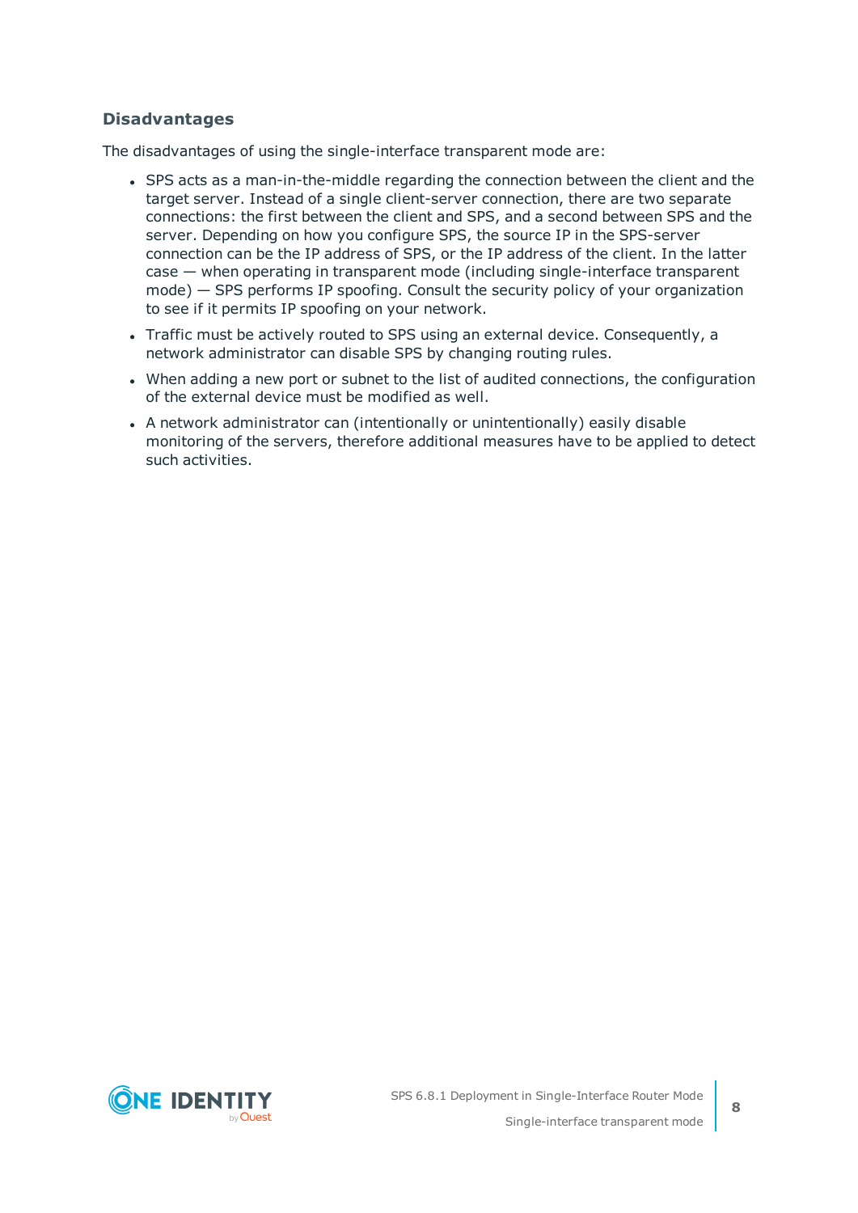### Disadvantages

The disadvantages of using the single-interface transparent mode are:

- SPS acts as a man-in-the-middle regarding the connection between the client and the target server. Instead of a single client-server connection, there are two separate connections: the first between the client and SPS, and a second between SPS and the server. Depending on how you configure SPS, the source IP in the SPS-server connection can be the IP address of SPS, or the IP address of the client. In the latter case — when operating in transparent mode (including single-interface transparent mode) — SPS performs IP spoofing. Consult the security policy of your organization to see if it permits IP spoofing on your network.
- Traffic must be actively routed to SPS using an external device. Consequently, a network administrator can disable SPS by changing routing rules.
- When adding a new port or subnet to the list of audited connections, the configuration of the external device must be modified as well.
- A network administrator can (intentionally or unintentionally) easily disable monitoring of the servers, therefore additional measures have to be applied to detect such activities.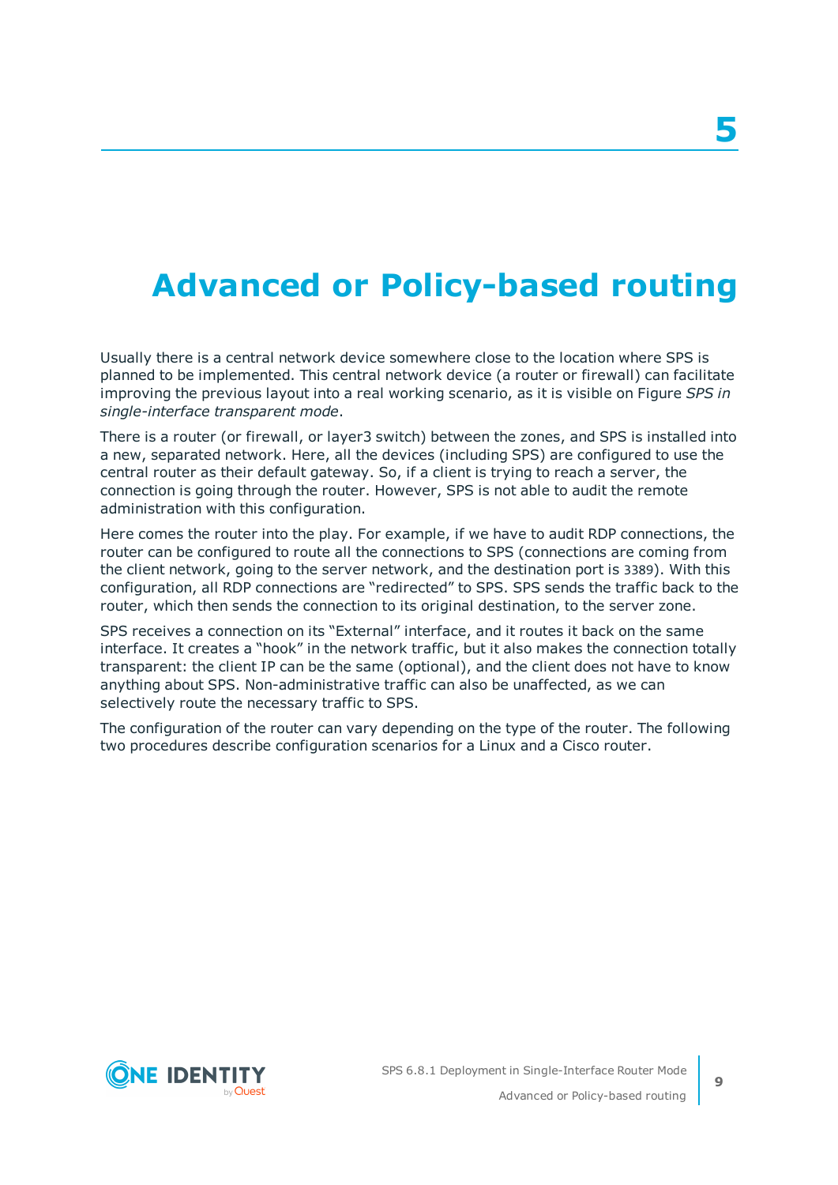# 5 Advanced or Policy-based routing

Usually there is a central network device somewhere close to the location where SPS is planned to be implemented. This central network device (a router or firewall) can facilitate improving the previous layout into a real working scenario, as it is visible on Figure *SPS in single-interface transparent mode*.

There is a router (or firewall, or layer3 switch) between the zones, and SPS is installed into a new, separated network. Here, all the devices (including SPS) are configured to use the central router as their default gateway. So, if a client is trying to reach a server, the connection is going through the router. However, SPS is not able to audit the remote administration with this configuration.

Here comes the router into the play. For example, if we have to audit RDP connections, the router can be configured to route all the connections to SPS (connections are coming from the client network, going to the server network, and the destination port is 3389). With this configuration, all RDP connections are "redirected" to SPS. SPS sends the traffic back to the router, which then sends the connection to its original destination, to the server zone.

SPS receives a connection on its "External" interface, and it routes it back on the same interface. It creates a "hook" in the network traffic, but it also makes the connection totally transparent: the client IP can be the same (optional), and the client does not have to know anything about SPS. Non-administrative traffic can also be unaffected, as we can selectively route the necessary traffic to SPS.

The configuration of the router can vary depending on the type of the router. The following two procedures describe configuration scenarios for a Linux and a Cisco router.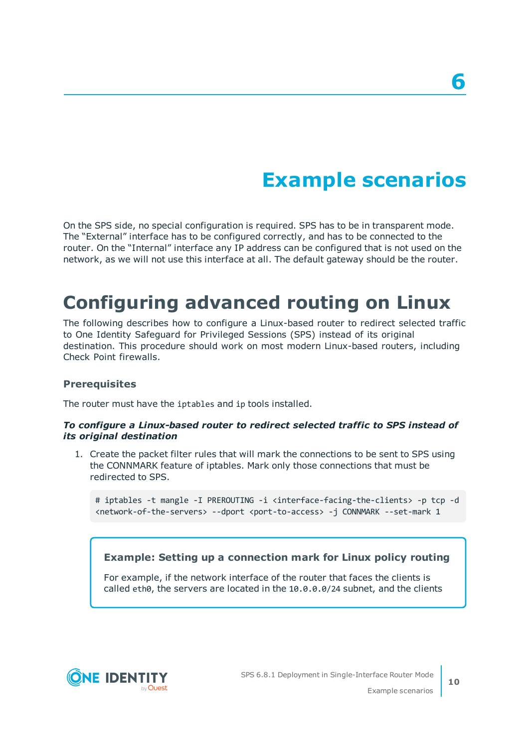# 6

# Example scenarios

On the SPS side, no special configuration is required. SPS has to be in transparent mode. The “External” interface has to be configured correctly, and has to be connected to the router. On the “Internal” interface any IP address can be configured that is not used on the network, as we will not use this interface at all. The default gateway should be the router.

## Configuring advanced routing on Linux

The following describes how to configure a Linux-based router to redirect selected traffic to One Identity Safeguard for Privileged Sessions (SPS) instead of its original destination. This procedure should work on most modern Linux-based routers, including Check Point firewalls.

### Prerequisites

The router must have the `iptables` and `ip` tools installed.

***To configure a Linux-based router to redirect selected traffic to SPS instead of its original destination***

1. Create the packet filter rules that will mark the connections to be sent to SPS using the CONNMARK feature of iptables. Mark only those connections that must be redirected to SPS.

```
# iptables -t mangle -I PREROUTING -i <interface-facing-the-clients> -p tcp -d
<network-of-the-servers> --dport <port-to-access> -j CONNMARK --set-mark 1
```

**Example: Setting up a connection mark for Linux policy routing**

For example, if the network interface of the router that faces the clients is called `eth0`, the servers are located in the `10.0.0.0/24` subnet, and the clients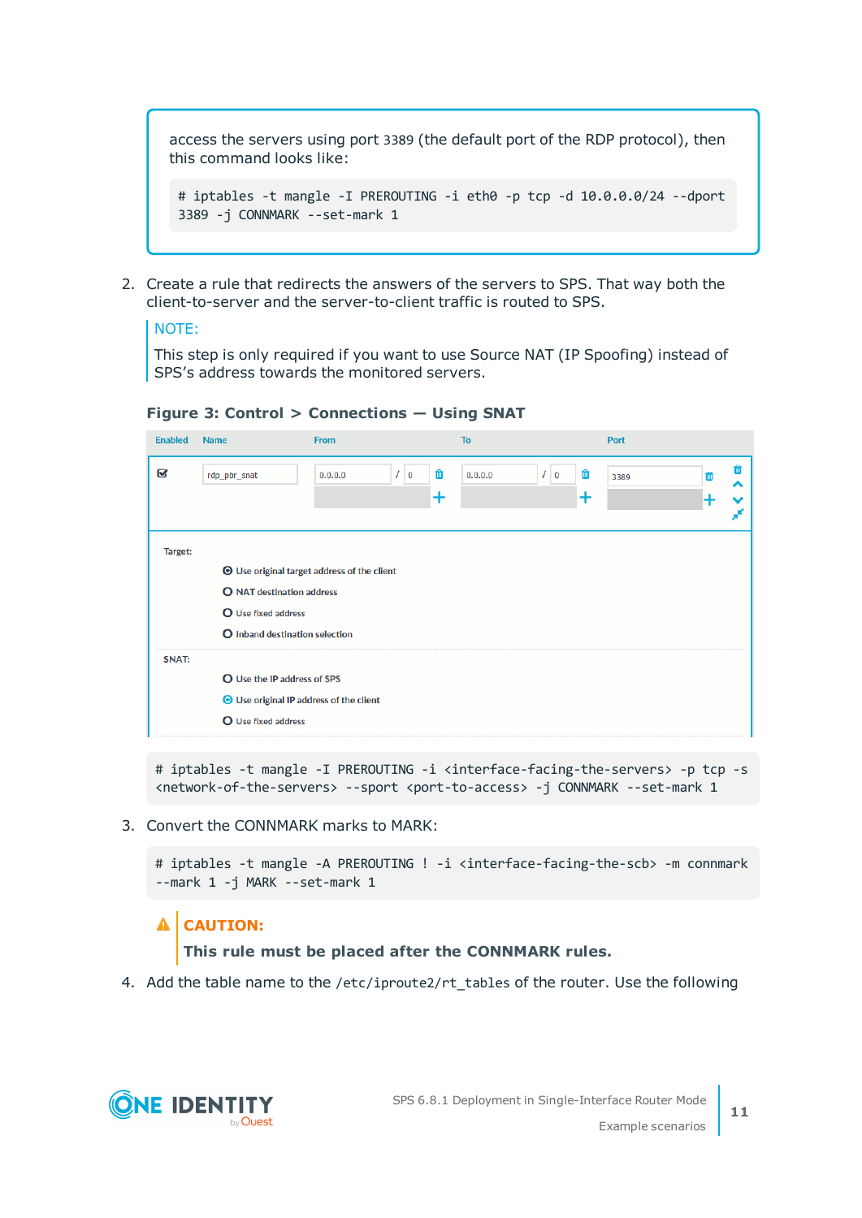access the servers using port 3389 (the default port of the RDP protocol), then this command looks like:

```
# iptables -t mangle -I PREROUTING -i eth0 -p tcp -d 10.0.0.0/24 --dport 3389 -j CONNMARK --set-mark 1
```

2. Create a rule that redirects the answers of the servers to SPS. That way both the client-to-server and the server-to-client traffic is routed to SPS.

   NOTE:

   This step is only required if you want to use Source NAT (IP Spoofing) instead of SPS's address towards the monitored servers.

   **Figure 3: Control > Connections — Using SNAT**

   ```
   # iptables -t mangle -I PREROUTING -i <interface-facing-the-servers> -p tcp -s <network-of-the-servers> --sport <port-to-access> -j CONNMARK --set-mark 1
   ```

3. Convert the CONNMARK marks to MARK:

   ```
   # iptables -t mangle -A PREROUTING ! -i <interface-facing-the-scb> -m connmark --mark 1 -j MARK --set-mark 1
   ```

   **CAUTION:**

   **This rule must be placed after the CONNMARK rules.**

4. Add the table name to the `/etc/iproute2/rt_tables` of the router. Use the following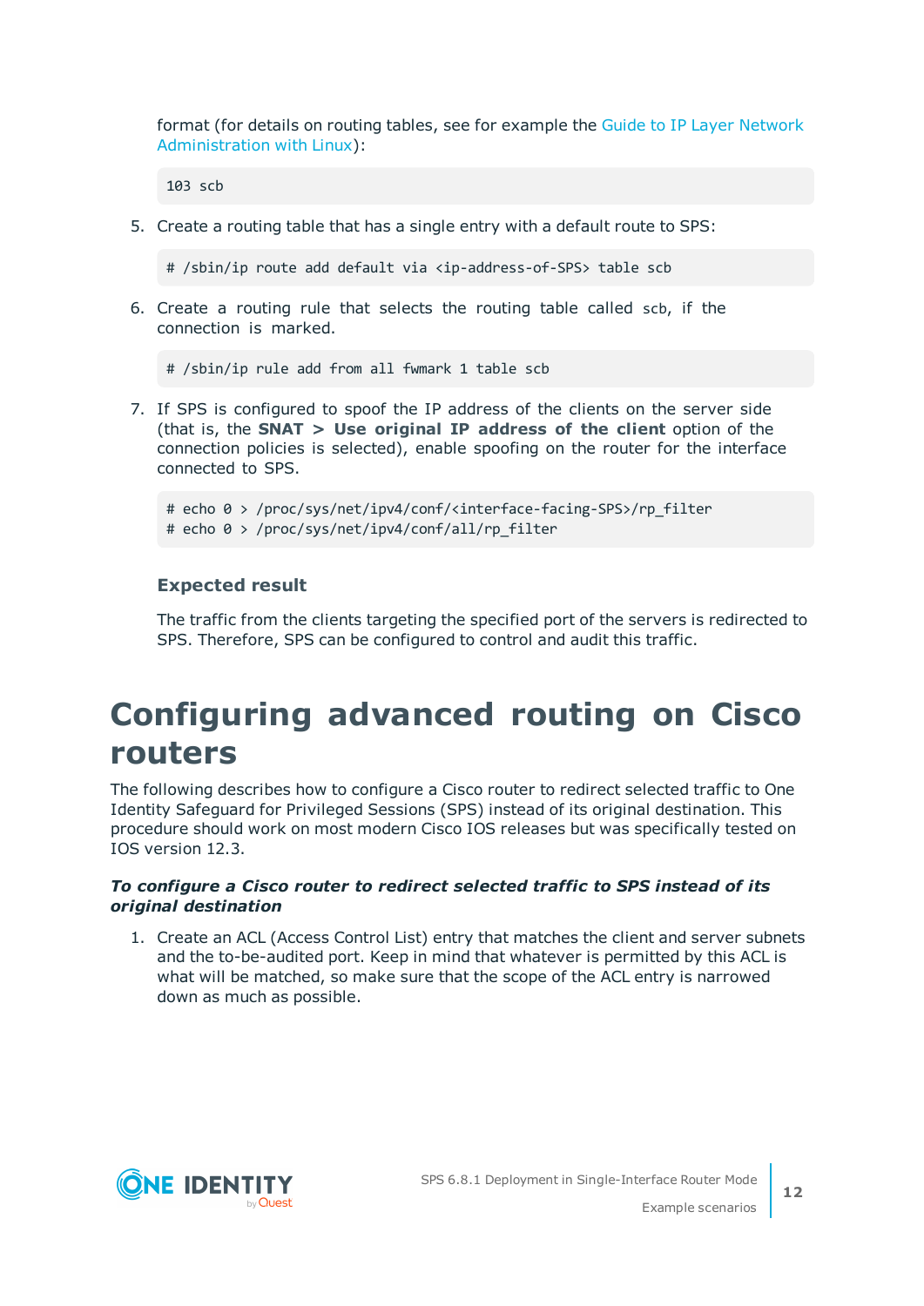format (for details on routing tables, see for example the [Guide to IP Layer Network Administration with Linux](#)):

```
103 scb
```

5. Create a routing table that has a single entry with a default route to SPS:

```
# /sbin/ip route add default via <ip-address-of-SPS> table scb
```

6. Create a routing rule that selects the routing table called `scb`, if the connection is marked.

```
# /sbin/ip rule add from all fwmark 1 table scb
```

7. If SPS is configured to spoof the IP address of the clients on the server side (that is, the **SNAT > Use original IP address of the client** option of the connection policies is selected), enable spoofing on the router for the interface connected to SPS.

```
# echo 0 > /proc/sys/net/ipv4/conf/<interface-facing-SPS>/rp_filter
# echo 0 > /proc/sys/net/ipv4/conf/all/rp_filter
```

### Expected result

The traffic from the clients targeting the specified port of the servers is redirected to SPS. Therefore, SPS can be configured to control and audit this traffic.

# Configuring advanced routing on Cisco routers

The following describes how to configure a Cisco router to redirect selected traffic to One Identity Safeguard for Privileged Sessions (SPS) instead of its original destination. This procedure should work on most modern Cisco IOS releases but was specifically tested on IOS version 12.3.

***To configure a Cisco router to redirect selected traffic to SPS instead of its original destination***

1. Create an ACL (Access Control List) entry that matches the client and server subnets and the to-be-audited port. Keep in mind that whatever is permitted by this ACL is what will be matched, so make sure that the scope of the ACL entry is narrowed down as much as possible.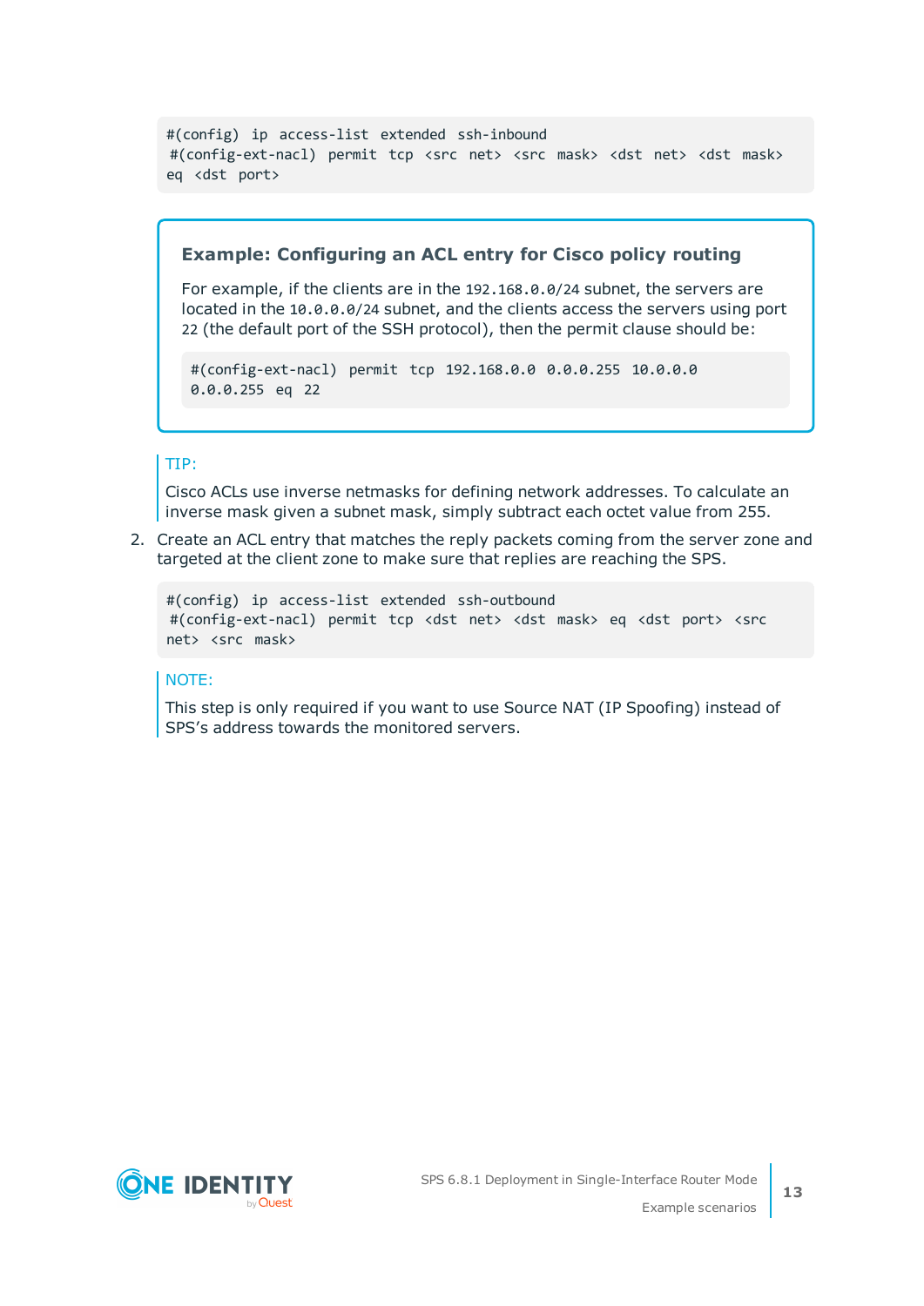```
#(config) ip access-list extended ssh-inbound
#(config-ext-nacl) permit tcp <src net> <src mask> <dst net> <dst mask>
eq <dst port>
```

**Example: Configuring an ACL entry for Cisco policy routing**

For example, if the clients are in the `192.168.0.0/24` subnet, the servers are located in the `10.0.0.0/24` subnet, and the clients access the servers using port `22` (the default port of the SSH protocol), then the permit clause should be:

```
#(config-ext-nacl) permit tcp 192.168.0.0 0.0.0.255 10.0.0.0
0.0.0.255 eq 22
```

TIP:

Cisco ACLs use inverse netmasks for defining network addresses. To calculate an inverse mask given a subnet mask, simply subtract each octet value from 255.

2. Create an ACL entry that matches the reply packets coming from the server zone and targeted at the client zone to make sure that replies are reaching the SPS.

```
#(config) ip access-list extended ssh-outbound
#(config-ext-nacl) permit tcp <dst net> <dst mask> eq <dst port> <src
net> <src mask>
```

NOTE:

This step is only required if you want to use Source NAT (IP Spoofing) instead of SPS's address towards the monitored servers.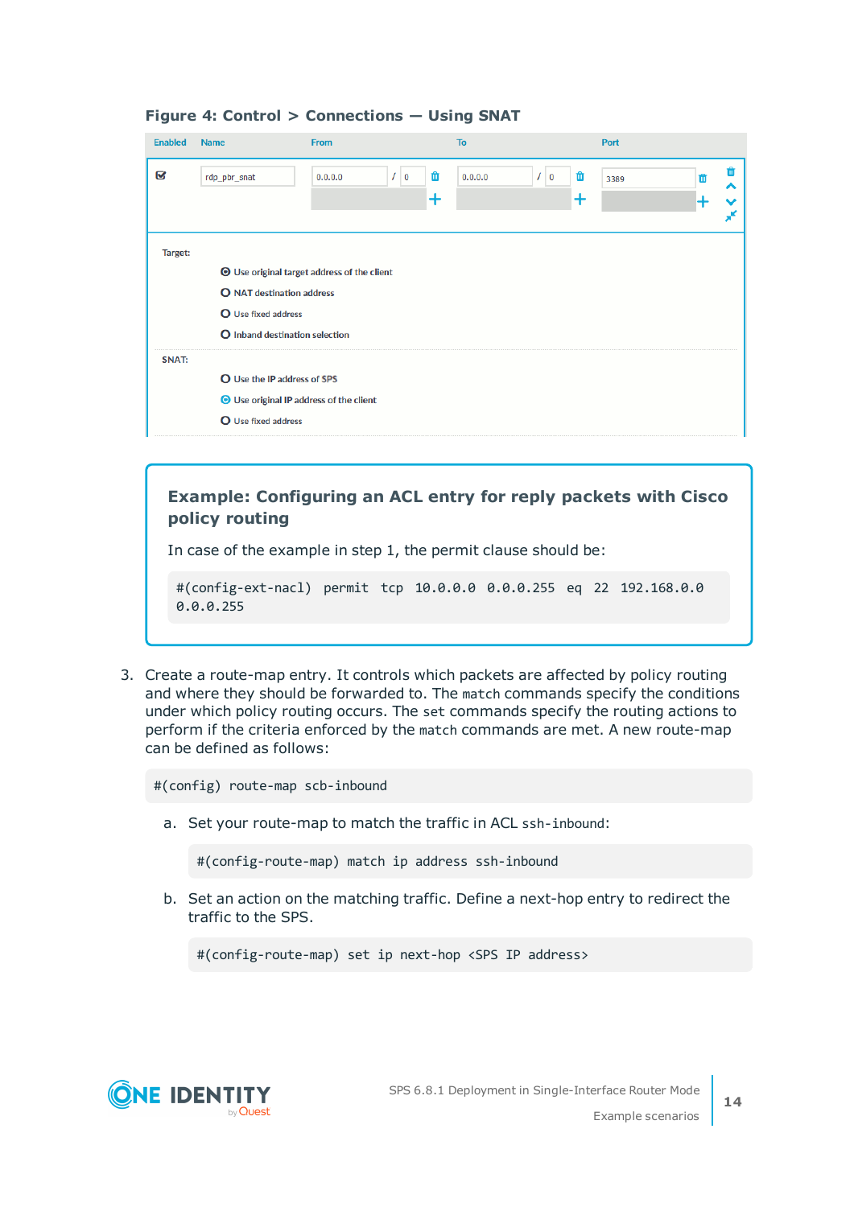**Figure 4: Control > Connections — Using SNAT**

| Enabled | Name | From | To | Port |
| --- | --- | --- | --- | --- |
| ☑ | rdp_pbr_snat | 0.0.0.0 / 0 | 0.0.0.0 / 0 | 3389 |

Target:

- Use original target address of the client
- NAT destination address
- Use fixed address
- Inband destination selection

SNAT:

- Use the IP address of SPS
- Use original IP address of the client
- Use fixed address

### Example: Configuring an ACL entry for reply packets with Cisco policy routing

In case of the example in step 1, the permit clause should be:

```
#(config-ext-nacl) permit tcp 10.0.0.0 0.0.0.255 eq 22 192.168.0.0
0.0.0.255
```

3. Create a route-map entry. It controls which packets are affected by policy routing and where they should be forwarded to. The `match` commands specify the conditions under which policy routing occurs. The `set` commands specify the routing actions to perform if the criteria enforced by the `match` commands are met. A new route-map can be defined as follows:

```
#(config) route-map scb-inbound
```

   a. Set your route-map to match the traffic in ACL `ssh-inbound`:

   ```
   #(config-route-map) match ip address ssh-inbound
   ```

   b. Set an action on the matching traffic. Define a next-hop entry to redirect the traffic to the SPS.

   ```
   #(config-route-map) set ip next-hop <SPS IP address>
   ```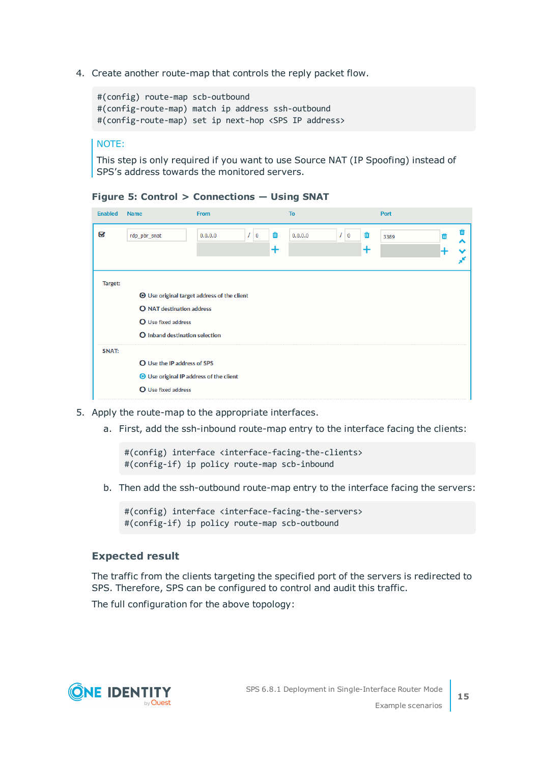4. Create another route-map that controls the reply packet flow.

```
#(config) route-map scb-outbound
#(config-route-map) match ip address ssh-outbound
#(config-route-map) set ip next-hop <SPS IP address>
```

> NOTE:
>
> This step is only required if you want to use Source NAT (IP Spoofing) instead of SPS's address towards the monitored servers.

**Figure 5: Control > Connections — Using SNAT**

| Enabled | Name | From | To | Port |
|---|---|---|---|---|
| ☑ | rdp_pbr_snat | 0.0.0.0 / 0 | 0.0.0.0 / 0 | 3389 |

Target:

- Use original target address of the client
- NAT destination address
- Use fixed address
- Inband destination selection

SNAT:

- Use the IP address of SPS
- Use original IP address of the client
- Use fixed address

5. Apply the route-map to the appropriate interfaces.

   a. First, add the ssh-inbound route-map entry to the interface facing the clients:

   ```
   #(config) interface <interface-facing-the-clients>
   #(config-if) ip policy route-map scb-inbound
   ```

   b. Then add the ssh-outbound route-map entry to the interface facing the servers:

   ```
   #(config) interface <interface-facing-the-servers>
   #(config-if) ip policy route-map scb-outbound
   ```

### Expected result

The traffic from the clients targeting the specified port of the servers is redirected to SPS. Therefore, SPS can be configured to control and audit this traffic.

The full configuration for the above topology: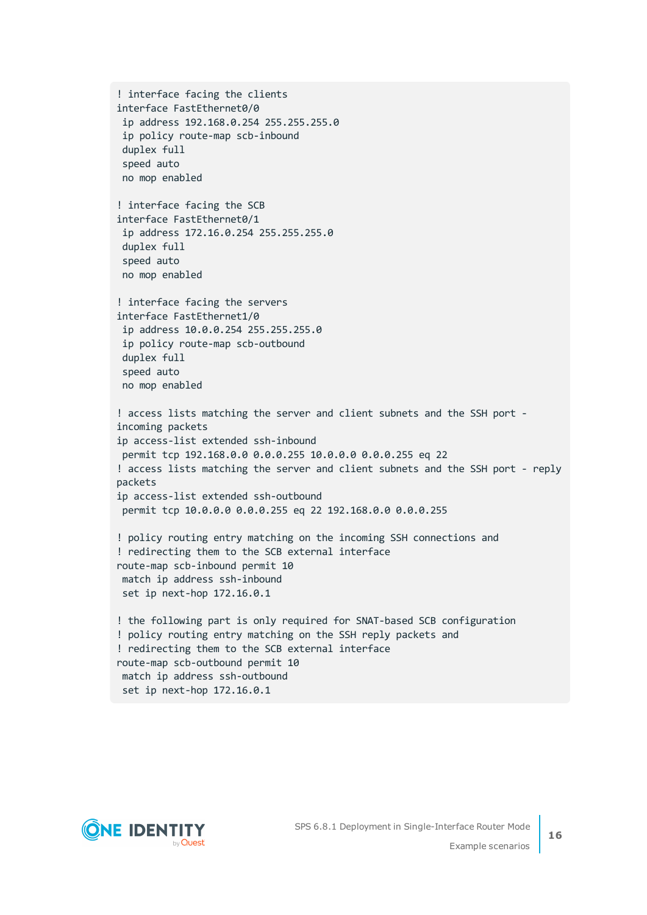```
! interface facing the clients
interface FastEthernet0/0
 ip address 192.168.0.254 255.255.255.0
 ip policy route-map scb-inbound
 duplex full
 speed auto
 no mop enabled

! interface facing the SCB
interface FastEthernet0/1
 ip address 172.16.0.254 255.255.255.0
 duplex full
 speed auto
 no mop enabled

! interface facing the servers
interface FastEthernet1/0
 ip address 10.0.0.254 255.255.255.0
 ip policy route-map scb-outbound
 duplex full
 speed auto
 no mop enabled

! access lists matching the server and client subnets and the SSH port -
incoming packets
ip access-list extended ssh-inbound
 permit tcp 192.168.0.0 0.0.0.255 10.0.0.0 0.0.0.255 eq 22
! access lists matching the server and client subnets and the SSH port - reply
packets
ip access-list extended ssh-outbound
 permit tcp 10.0.0.0 0.0.0.255 eq 22 192.168.0.0 0.0.0.255

! policy routing entry matching on the incoming SSH connections and
! redirecting them to the SCB external interface
route-map scb-inbound permit 10
 match ip address ssh-inbound
 set ip next-hop 172.16.0.1

! the following part is only required for SNAT-based SCB configuration
! policy routing entry matching on the SSH reply packets and
! redirecting them to the SCB external interface
route-map scb-outbound permit 10
 match ip address ssh-outbound
 set ip next-hop 172.16.0.1
```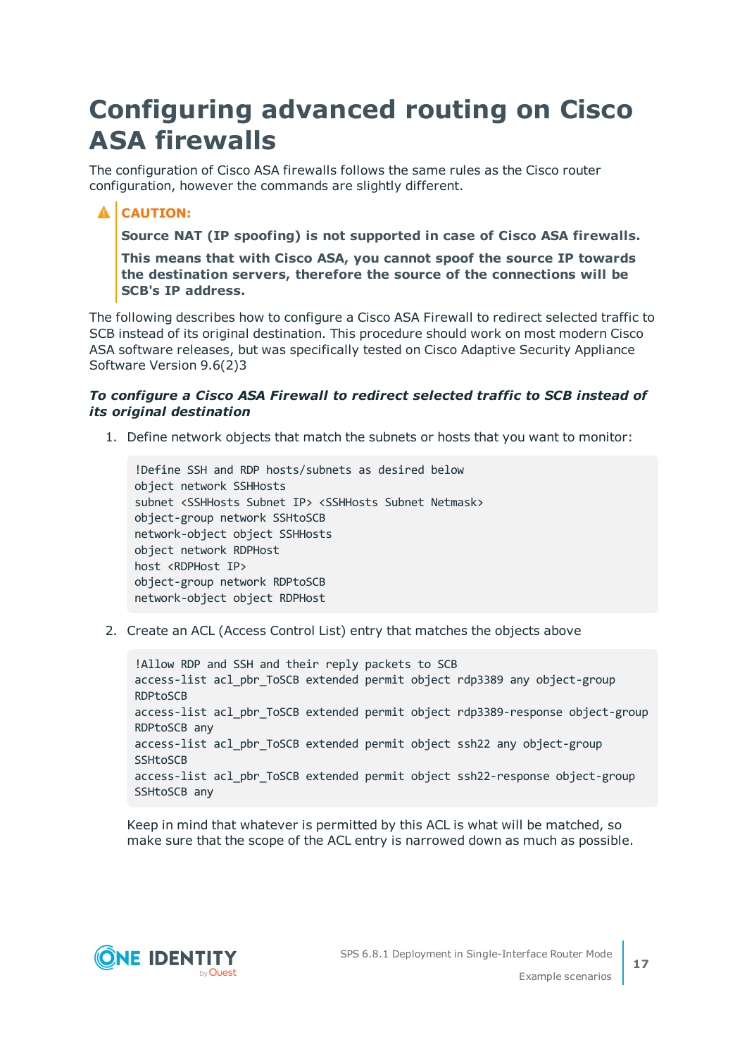# Configuring advanced routing on Cisco ASA firewalls

The configuration of Cisco ASA firewalls follows the same rules as the Cisco router configuration, however the commands are slightly different.

> **CAUTION:**
>
> **Source NAT (IP spoofing) is not supported in case of Cisco ASA firewalls.**
>
> **This means that with Cisco ASA, you cannot spoof the source IP towards the destination servers, therefore the source of the connections will be SCB's IP address.**

The following describes how to configure a Cisco ASA Firewall to redirect selected traffic to SCB instead of its original destination. This procedure should work on most modern Cisco ASA software releases, but was specifically tested on Cisco Adaptive Security Appliance Software Version 9.6(2)3

***To configure a Cisco ASA Firewall to redirect selected traffic to SCB instead of its original destination***

1. Define network objects that match the subnets or hosts that you want to monitor:

   ```
   !Define SSH and RDP hosts/subnets as desired below
   object network SSHHosts
   subnet <SSHHosts Subnet IP> <SSHHosts Subnet Netmask>
   object-group network SSHtoSCB
   network-object object SSHHosts
   object network RDPHost
   host <RDPHost IP>
   object-group network RDPtoSCB
   network-object object RDPHost
   ```

2. Create an ACL (Access Control List) entry that matches the objects above

   ```
   !Allow RDP and SSH and their reply packets to SCB
   access-list acl_pbr_ToSCB extended permit object rdp3389 any object-group
   RDPtoSCB
   access-list acl_pbr_ToSCB extended permit object rdp3389-response object-group
   RDPtoSCB any
   access-list acl_pbr_ToSCB extended permit object ssh22 any object-group
   SSHtoSCB
   access-list acl_pbr_ToSCB extended permit object ssh22-response object-group
   SSHtoSCB any
   ```

   Keep in mind that whatever is permitted by this ACL is what will be matched, so make sure that the scope of the ACL entry is narrowed down as much as possible.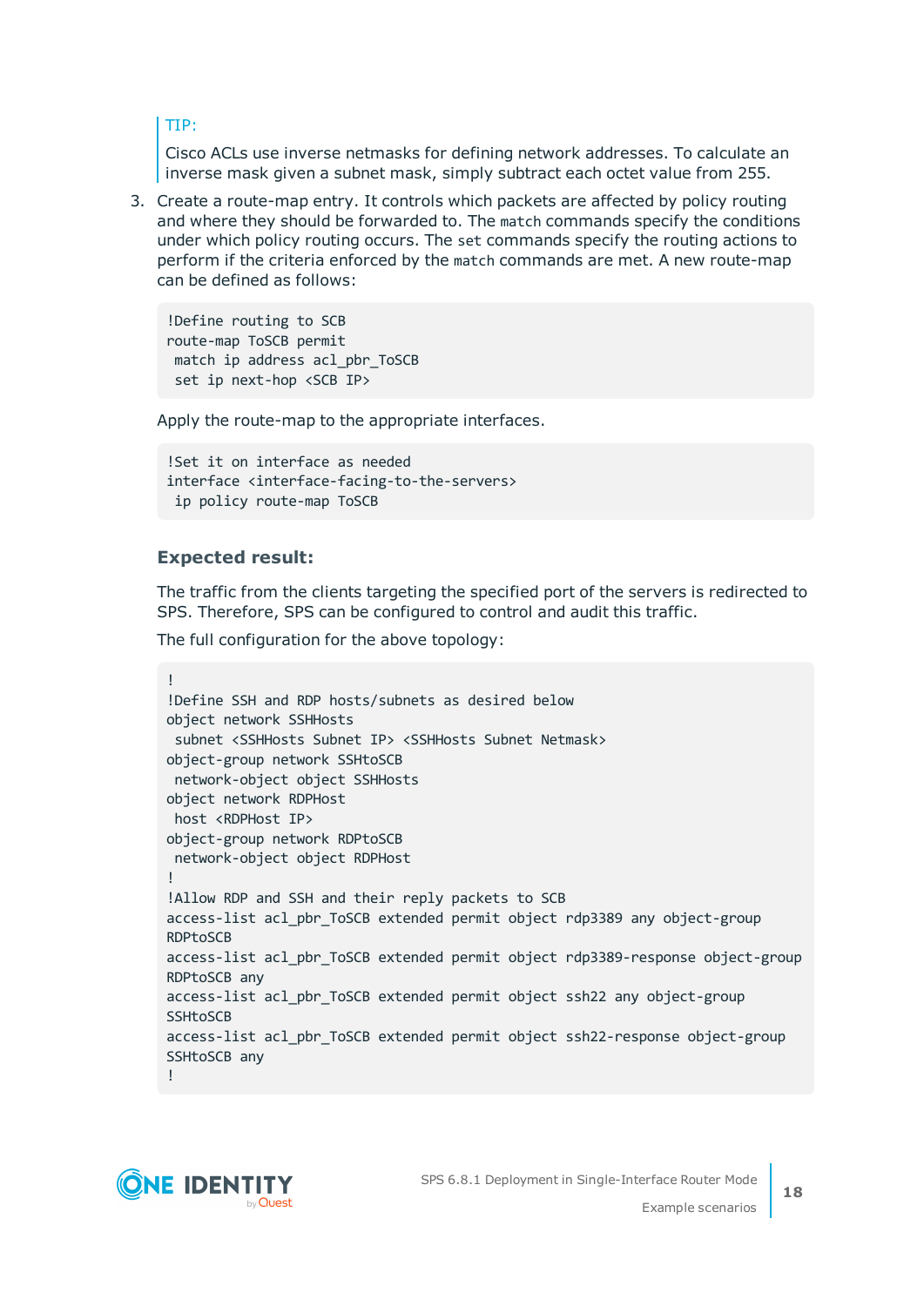> TIP:
>
> Cisco ACLs use inverse netmasks for defining network addresses. To calculate an inverse mask given a subnet mask, simply subtract each octet value from 255.

3. Create a route-map entry. It controls which packets are affected by policy routing and where they should be forwarded to. The `match` commands specify the conditions under which policy routing occurs. The `set` commands specify the routing actions to perform if the criteria enforced by the `match` commands are met. A new route-map can be defined as follows:

   ```
   !Define routing to SCB
   route-map ToSCB permit
    match ip address acl_pbr_ToSCB
    set ip next-hop <SCB IP>
   ```

   Apply the route-map to the appropriate interfaces.

   ```
   !Set it on interface as needed
   interface <interface-facing-to-the-servers>
    ip policy route-map ToSCB
   ```

### Expected result:

The traffic from the clients targeting the specified port of the servers is redirected to SPS. Therefore, SPS can be configured to control and audit this traffic.

The full configuration for the above topology:

```
!
!Define SSH and RDP hosts/subnets as desired below
object network SSHHosts
 subnet <SSHHosts Subnet IP> <SSHHosts Subnet Netmask>
object-group network SSHtoSCB
 network-object object SSHHosts
object network RDPHost
 host <RDPHost IP>
object-group network RDPtoSCB
 network-object object RDPHost
!
!Allow RDP and SSH and their reply packets to SCB
access-list acl_pbr_ToSCB extended permit object rdp3389 any object-group
RDPtoSCB
access-list acl_pbr_ToSCB extended permit object rdp3389-response object-group
RDPtoSCB any
access-list acl_pbr_ToSCB extended permit object ssh22 any object-group
SSHtoSCB
access-list acl_pbr_ToSCB extended permit object ssh22-response object-group
SSHtoSCB any
!
```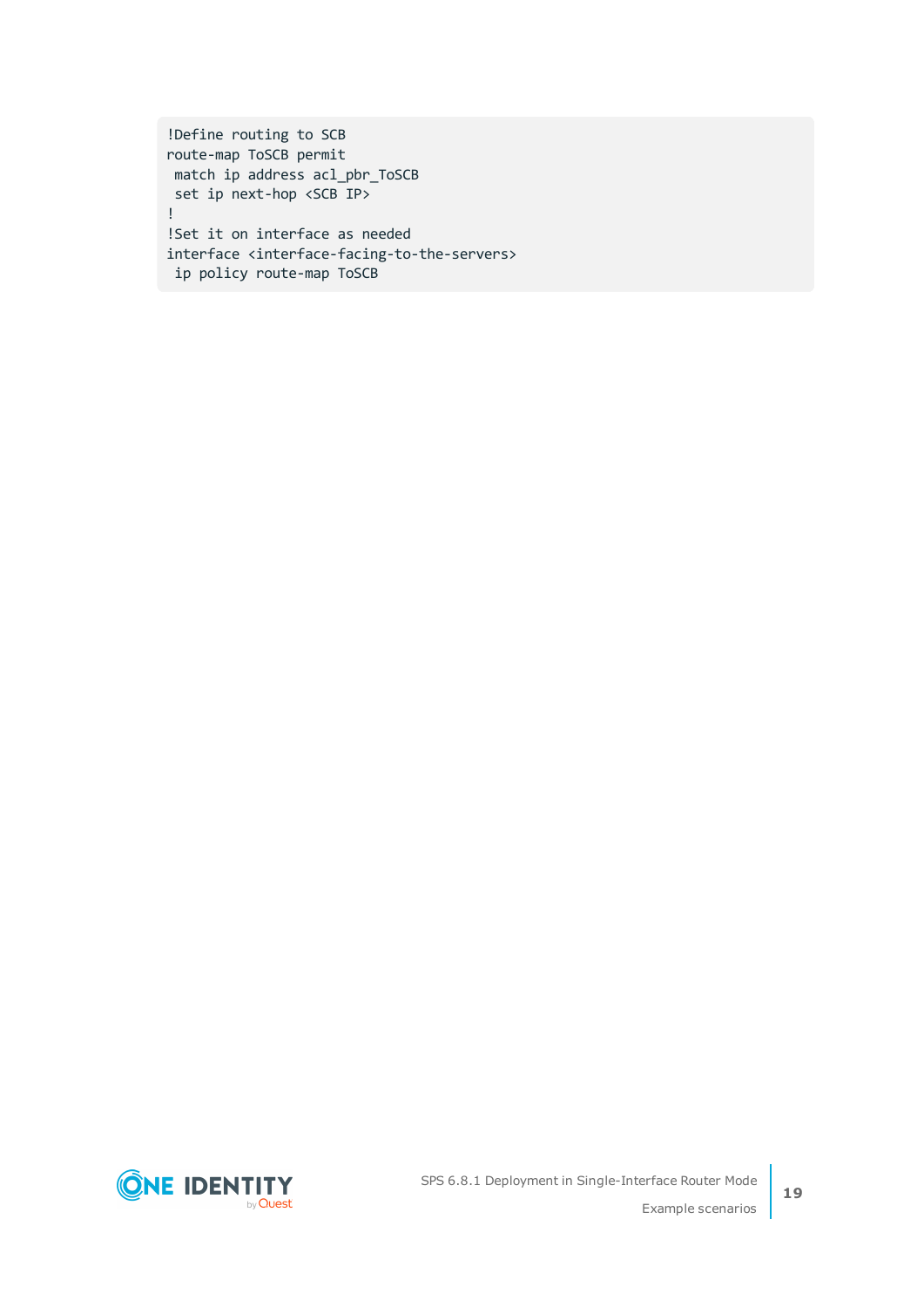```
!Define routing to SCB
route-map ToSCB permit
 match ip address acl_pbr_ToSCB
 set ip next-hop <SCB IP>
!
!Set it on interface as needed
interface <interface-facing-to-the-servers>
 ip policy route-map ToSCB
```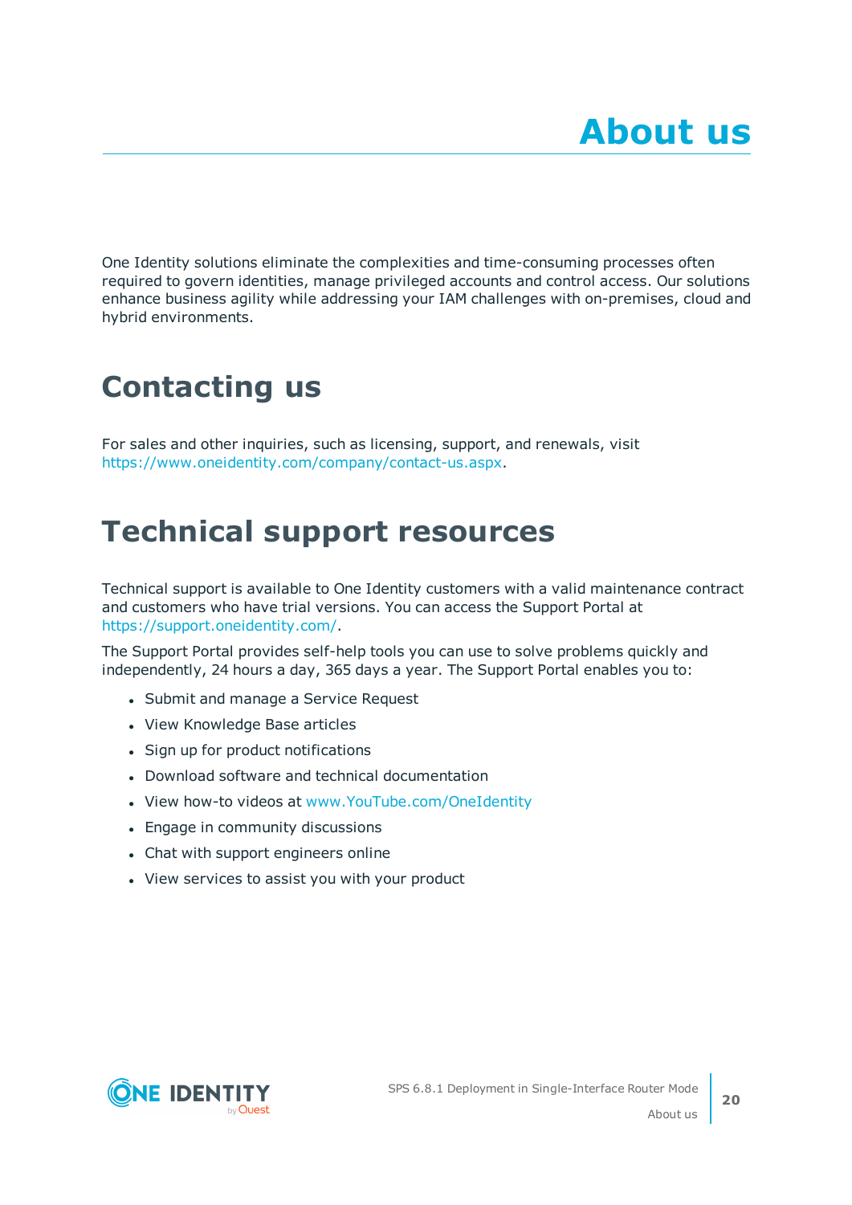# About us

One Identity solutions eliminate the complexities and time-consuming processes often required to govern identities, manage privileged accounts and control access. Our solutions enhance business agility while addressing your IAM challenges with on-premises, cloud and hybrid environments.

## Contacting us

For sales and other inquiries, such as licensing, support, and renewals, visit https://www.oneidentity.com/company/contact-us.aspx.

## Technical support resources

Technical support is available to One Identity customers with a valid maintenance contract and customers who have trial versions. You can access the Support Portal at https://support.oneidentity.com/.

The Support Portal provides self-help tools you can use to solve problems quickly and independently, 24 hours a day, 365 days a year. The Support Portal enables you to:

- Submit and manage a Service Request
- View Knowledge Base articles
- Sign up for product notifications
- Download software and technical documentation
- View how-to videos at www.YouTube.com/OneIdentity
- Engage in community discussions
- Chat with support engineers online
- View services to assist you with your product